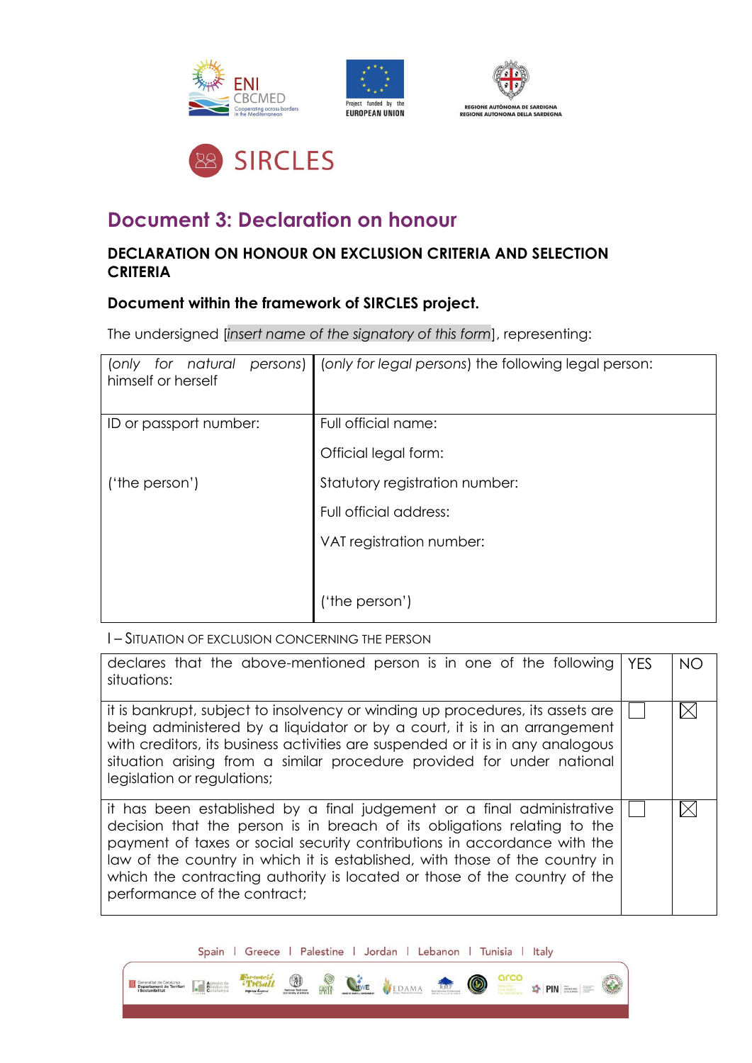SIRCLES

# Document 3: Declaration on honour

## DECLARATION ON HONOUR ON EXCLUSION CRITERIA AND SELECTION CRITERIA

### Document within the framework of SIRCLES project.

The undersigned [*insert name of the signatory of this form*], representing:

| (*only for natural persons*) himself or herself | (*only for legal persons*) the following legal person: |
|---|---|
| ID or passport number:<br><br>('the person') | Full official name:<br><br>Official legal form:<br><br>Statutory registration number:<br><br>Full official address:<br><br>VAT registration number:<br><br>('the person') |

I – SITUATION OF EXCLUSION CONCERNING THE PERSON

| declares that the above-mentioned person is in one of the following situations: | YES | NO |
|---|---|---|
| it is bankrupt, subject to insolvency or winding up procedures, its assets are being administered by a liquidator or by a court, it is in an arrangement with creditors, its business activities are suspended or it is in any analogous situation arising from a similar procedure provided for under national legislation or regulations; | ☐ | ☒ |
| it has been established by a final judgement or a final administrative decision that the person is in breach of its obligations relating to the payment of taxes or social security contributions in accordance with the law of the country in which it is established, with those of the country in which the contracting authority is located or those of the country of the performance of the contract; | ☐ | ☒ |

Spain | Greece | Palestine | Jordan | Lebanon | Tunisia | Italy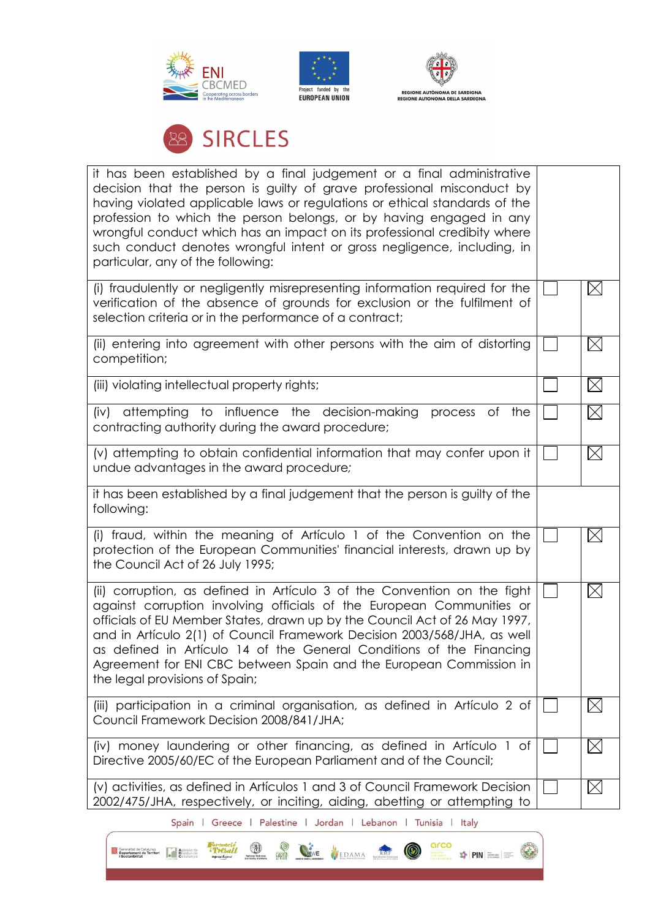| | | |
|---|---|---|
| it has been established by a final judgement or a final administrative decision that the person is guilty of grave professional misconduct by having violated applicable laws or regulations or ethical standards of the profession to which the person belongs, or by having engaged in any wrongful conduct which has an impact on its professional credibility where such conduct denotes wrongful intent or gross negligence, including, in particular, any of the following: | | |
| (i) fraudulently or negligently misrepresenting information required for the verification of the absence of grounds for exclusion or the fulfilment of selection criteria or in the performance of a contract; | ☐ | ☒ |
| (ii) entering into agreement with other persons with the aim of distorting competition; | ☐ | ☒ |
| (iii) violating intellectual property rights; | ☐ | ☒ |
| (iv) attempting to influence the decision-making process of the contracting authority during the award procedure; | ☐ | ☒ |
| (v) attempting to obtain confidential information that may confer upon it undue advantages in the award procedure; | ☐ | ☒ |
| it has been established by a final judgement that the person is guilty of the following: | | |
| (i) fraud, within the meaning of Artículo 1 of the Convention on the protection of the European Communities' financial interests, drawn up by the Council Act of 26 July 1995; | ☐ | ☒ |
| (ii) corruption, as defined in Artículo 3 of the Convention on the fight against corruption involving officials of the European Communities or officials of EU Member States, drawn up by the Council Act of 26 May 1997, and in Artículo 2(1) of Council Framework Decision 2003/568/JHA, as well as defined in Artículo 14 of the General Conditions of the Financing Agreement for ENI CBC between Spain and the European Commission in the legal provisions of Spain; | ☐ | ☒ |
| (iii) participation in a criminal organisation, as defined in Artículo 2 of Council Framework Decision 2008/841/JHA; | ☐ | ☒ |
| (iv) money laundering or other financing, as defined in Artículo 1 of Directive 2005/60/EC of the European Parliament and of the Council; | ☐ | ☒ |
| (v) activities, as defined in Artículos 1 and 3 of Council Framework Decision 2002/475/JHA, respectively, or inciting, aiding, abetting or attempting to | ☐ | ☒ |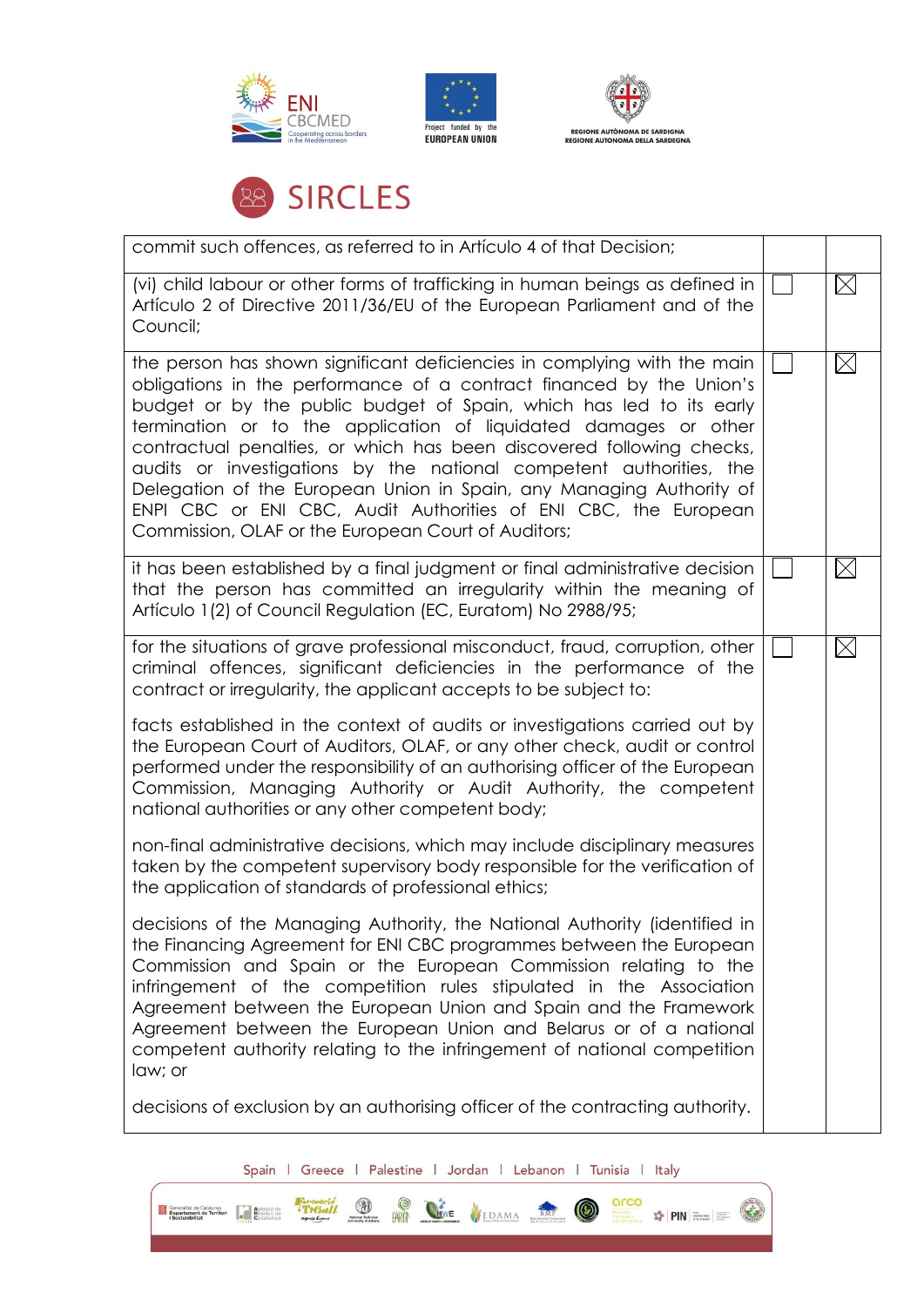| | | |
|---|---|---|
| commit such offences, as referred to in Artículo 4 of that Decision; | | |
| (vi) child labour or other forms of trafficking in human beings as defined in Artículo 2 of Directive 2011/36/EU of the European Parliament and of the Council; | ☐ | ☒ |
| the person has shown significant deficiencies in complying with the main obligations in the performance of a contract financed by the Union's budget or by the public budget of Spain, which has led to its early termination or to the application of liquidated damages or other contractual penalties, or which has been discovered following checks, audits or investigations by the national competent authorities, the Delegation of the European Union in Spain, any Managing Authority of ENPI CBC or ENI CBC, Audit Authorities of ENI CBC, the European Commission, OLAF or the European Court of Auditors; | ☐ | ☒ |
| it has been established by a final judgment or final administrative decision that the person has committed an irregularity within the meaning of Artículo 1(2) of Council Regulation (EC, Euratom) No 2988/95; | ☐ | ☒ |
| for the situations of grave professional misconduct, fraud, corruption, other criminal offences, significant deficiencies in the performance of the contract or irregularity, the applicant accepts to be subject to:<br><br>facts established in the context of audits or investigations carried out by the European Court of Auditors, OLAF, or any other check, audit or control performed under the responsibility of an authorising officer of the European Commission, Managing Authority or Audit Authority, the competent national authorities or any other competent body;<br><br>non-final administrative decisions, which may include disciplinary measures taken by the competent supervisory body responsible for the verification of the application of standards of professional ethics;<br><br>decisions of the Managing Authority, the National Authority (identified in the Financing Agreement for ENI CBC programmes between the European Commission and Spain or the European Commission relating to the infringement of the competition rules stipulated in the Association Agreement between the European Union and Spain and the Framework Agreement between the European Union and Belarus or of a national competent authority relating to the infringement of national competition law; or<br><br>decisions of exclusion by an authorising officer of the contracting authority. | ☐ | ☒ |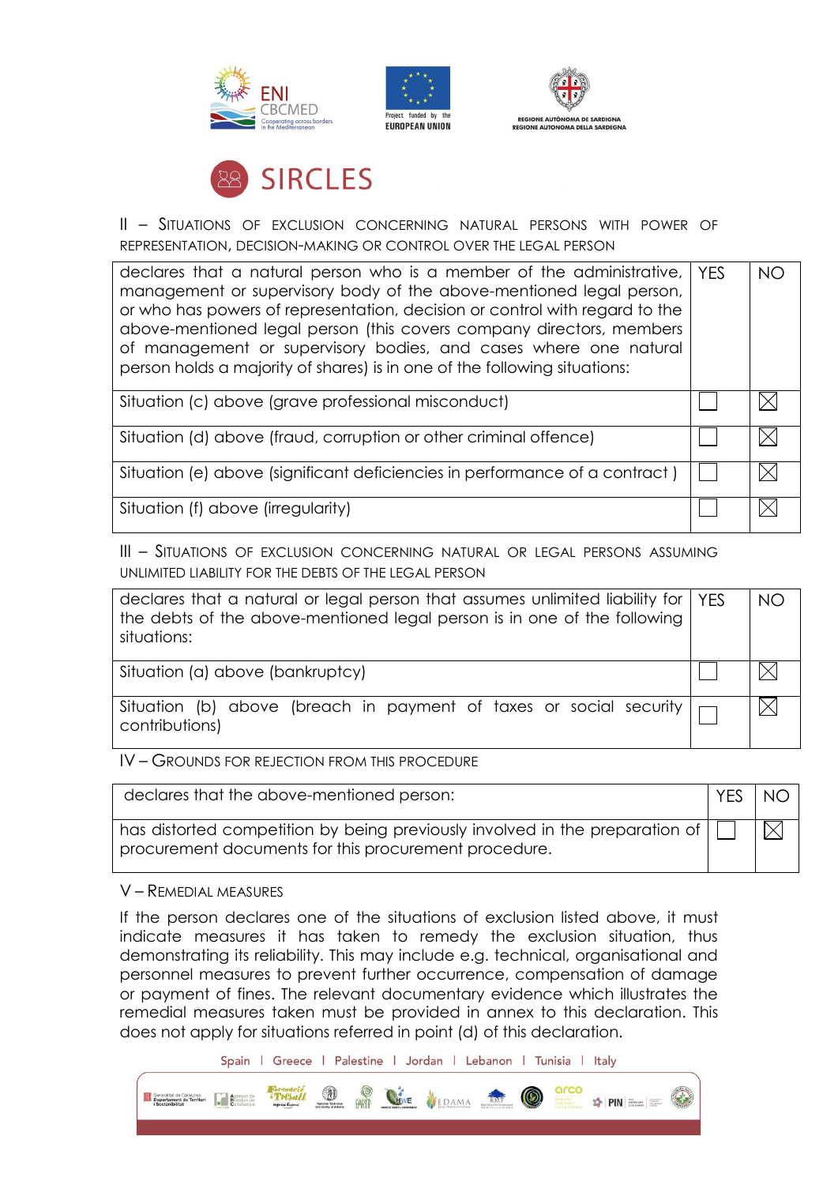## II – Situations of exclusion concerning natural persons with power of representation, decision-making or control over the legal person

| declares that a natural person who is a member of the administrative, management or supervisory body of the above-mentioned legal person, or who has powers of representation, decision or control with regard to the above-mentioned legal person (this covers company directors, members of management or supervisory bodies, and cases where one natural person holds a majority of shares) is in one of the following situations: | YES | NO |
|---|---|---|
| Situation (c) above (grave professional misconduct) | ☐ | ☒ |
| Situation (d) above (fraud, corruption or other criminal offence) | ☐ | ☒ |
| Situation (e) above (significant deficiencies in performance of a contract ) | ☐ | ☒ |
| Situation (f) above (irregularity) | ☐ | ☒ |

## III – Situations of exclusion concerning natural or legal persons assuming unlimited liability for the debts of the legal person

| declares that a natural or legal person that assumes unlimited liability for the debts of the above-mentioned legal person is in one of the following situations: | YES | NO |
|---|---|---|
| Situation (a) above (bankruptcy) | ☐ | ☒ |
| Situation (b) above (breach in payment of taxes or social security contributions) | ☐ | ☒ |

## IV – Grounds for rejection from this procedure

| declares that the above-mentioned person: | YES | NO |
|---|---|---|
| has distorted competition by being previously involved in the preparation of procurement documents for this procurement procedure. | ☐ | ☒ |

## V – Remedial measures

If the person declares one of the situations of exclusion listed above, it must indicate measures it has taken to remedy the exclusion situation, thus demonstrating its reliability. This may include e.g. technical, organisational and personnel measures to prevent further occurrence, compensation of damage or payment of fines. The relevant documentary evidence which illustrates the remedial measures taken must be provided in annex to this declaration. This does not apply for situations referred in point (d) of this declaration.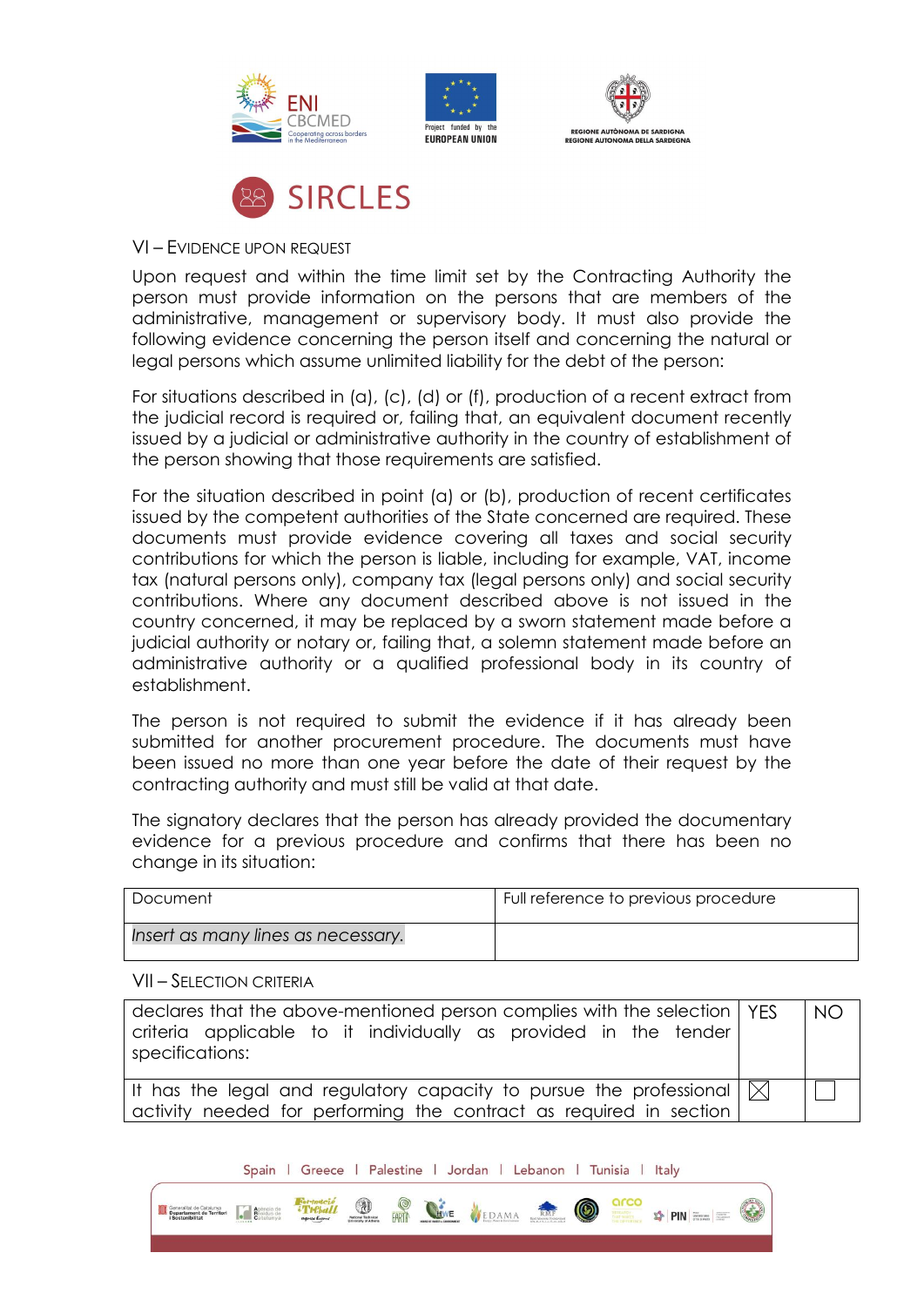## VI – Evidence upon request

Upon request and within the time limit set by the Contracting Authority the person must provide information on the persons that are members of the administrative, management or supervisory body. It must also provide the following evidence concerning the person itself and concerning the natural or legal persons which assume unlimited liability for the debt of the person:

For situations described in (a), (c), (d) or (f), production of a recent extract from the judicial record is required or, failing that, an equivalent document recently issued by a judicial or administrative authority in the country of establishment of the person showing that those requirements are satisfied.

For the situation described in point (a) or (b), production of recent certificates issued by the competent authorities of the State concerned are required. These documents must provide evidence covering all taxes and social security contributions for which the person is liable, including for example, VAT, income tax (natural persons only), company tax (legal persons only) and social security contributions. Where any document described above is not issued in the country concerned, it may be replaced by a sworn statement made before a judicial authority or notary or, failing that, a solemn statement made before an administrative authority or a qualified professional body in its country of establishment.

The person is not required to submit the evidence if it has already been submitted for another procurement procedure. The documents must have been issued no more than one year before the date of their request by the contracting authority and must still be valid at that date.

The signatory declares that the person has already provided the documentary evidence for a previous procedure and confirms that there has been no change in its situation:

| Document | Full reference to previous procedure |
|---|---|
| *Insert as many lines as necessary.* | |

## VII – Selection criteria

| declares that the above-mentioned person complies with the selection criteria applicable to it individually as provided in the tender specifications: | YES | NO |
|---|---|---|
| It has the legal and regulatory capacity to pursue the professional activity needed for performing the contract as required in section | ☒ | ☐ |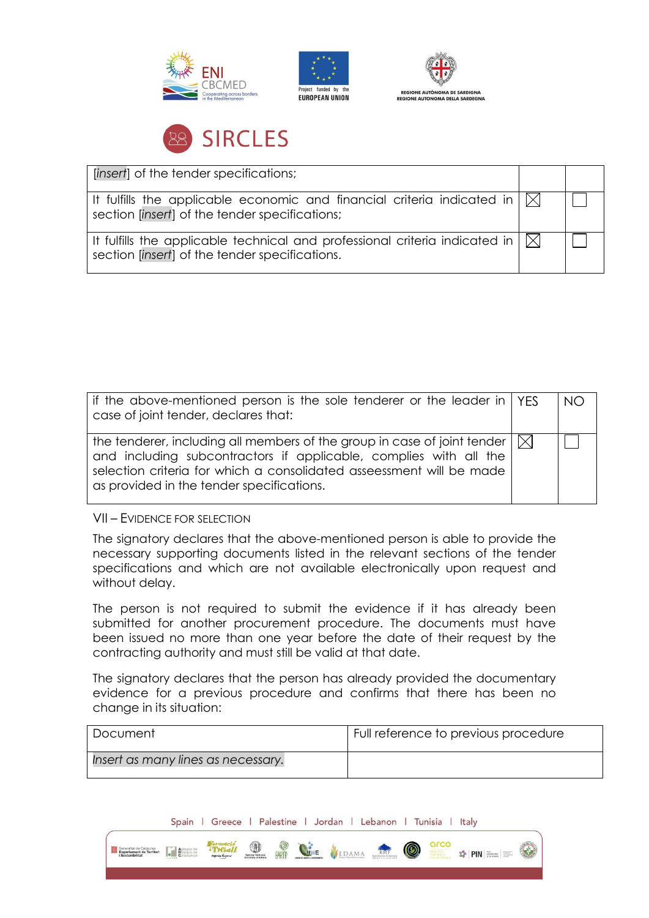| | | |
|---|---|---|
| [*insert*] of the tender specifications; | | |
| It fulfills the applicable economic and financial criteria indicated in section [*insert*] of the tender specifications; | ☒ | ☐ |
| It fulfills the applicable technical and professional criteria indicated in section [*insert*] of the tender specifications. | ☒ | ☐ |

| if the above-mentioned person is the sole tenderer or the leader in case of joint tender, declares that: | YES | NO |
|---|---|---|
| the tenderer, including all members of the group in case of joint tender and including subcontractors if applicable, complies with all the selection criteria for which a consolidated asseessment will be made as provided in the tender specifications. | ☒ | ☐ |

## VII – Evidence for selection

The signatory declares that the above-mentioned person is able to provide the necessary supporting documents listed in the relevant sections of the tender specifications and which are not available electronically upon request and without delay.

The person is not required to submit the evidence if it has already been submitted for another procurement procedure. The documents must have been issued no more than one year before the date of their request by the contracting authority and must still be valid at that date.

The signatory declares that the person has already provided the documentary evidence for a previous procedure and confirms that there has been no change in its situation:

| Document | Full reference to previous procedure |
|---|---|
| *Insert as many lines as necessary.* | |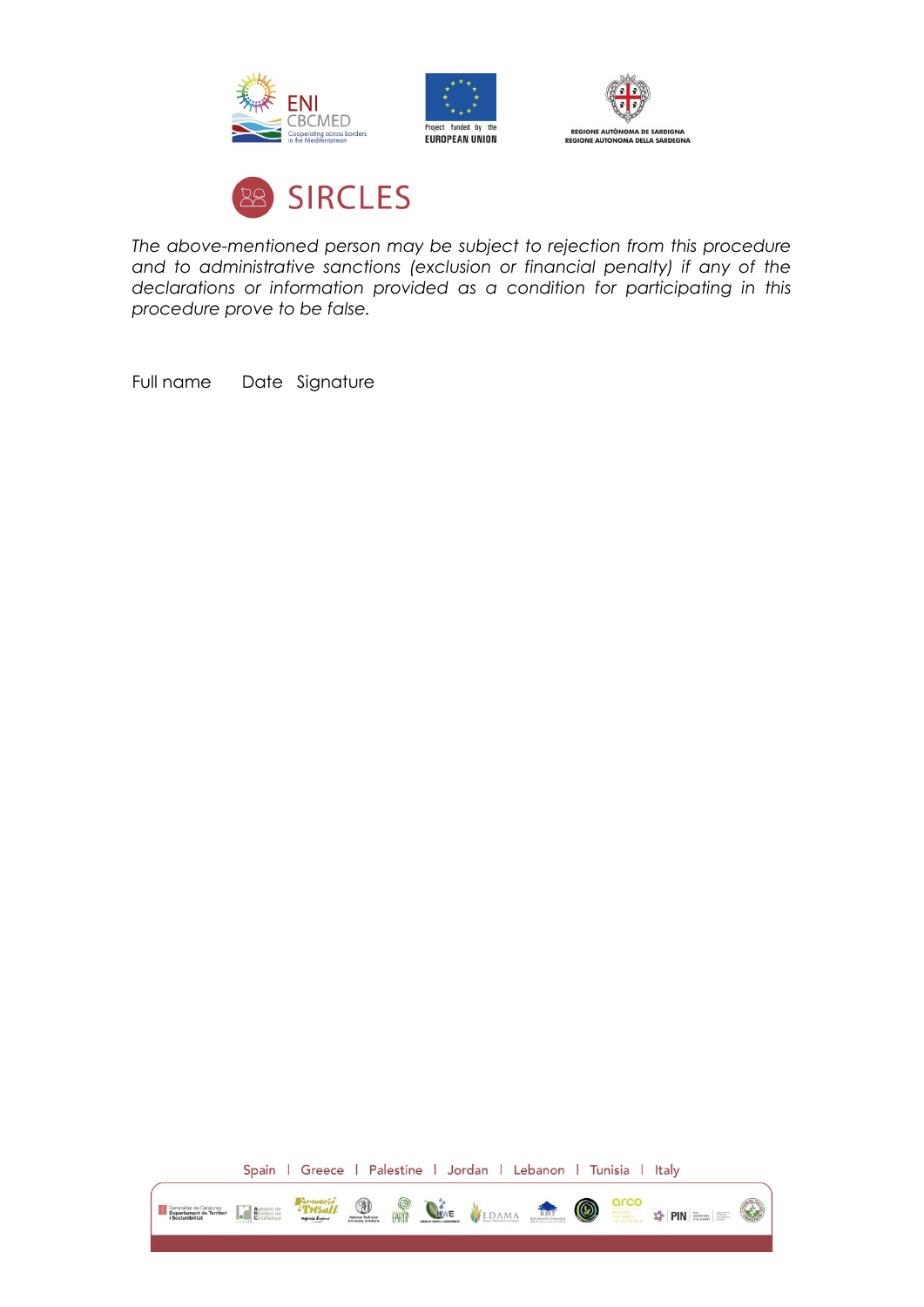*The above-mentioned person may be subject to rejection from this procedure and to administrative sanctions (exclusion or financial penalty) if any of the declarations or information provided as a condition for participating in this procedure prove to be false.*

Full name Date Signature